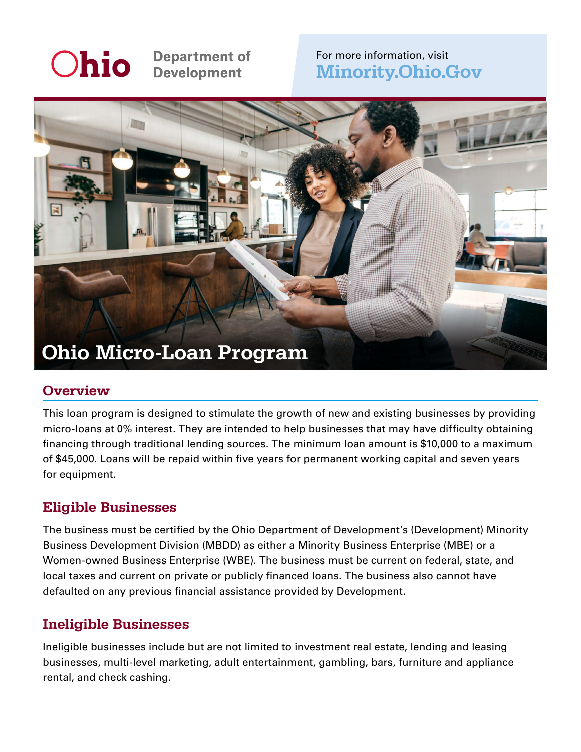Ohio | Department of Development

For more information, visit **Minority.Ohio.Gov**

# Ohio Micro-Loan Program

## Overview

This loan program is designed to stimulate the growth of new and existing businesses by providing micro-loans at 0% interest. They are intended to help businesses that may have difficulty obtaining financing through traditional lending sources. The minimum loan amount is $10,000 to a maximum of $45,000. Loans will be repaid within five years for permanent working capital and seven years for equipment.

## Eligible Businesses

The business must be certified by the Ohio Department of Development's (Development) Minority Business Development Division (MBDD) as either a Minority Business Enterprise (MBE) or a Women-owned Business Enterprise (WBE). The business must be current on federal, state, and local taxes and current on private or publicly financed loans. The business also cannot have defaulted on any previous financial assistance provided by Development.

## Ineligible Businesses

Ineligible businesses include but are not limited to investment real estate, lending and leasing businesses, multi-level marketing, adult entertainment, gambling, bars, furniture and appliance rental, and check cashing.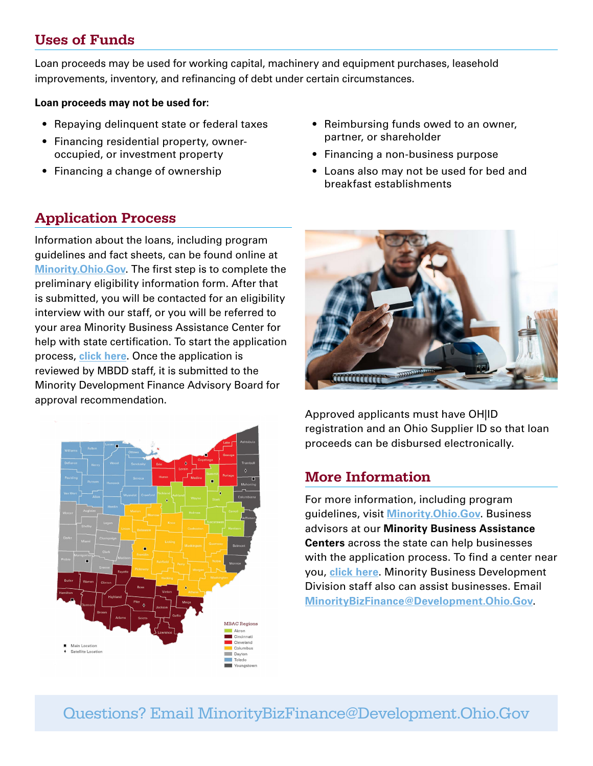## Uses of Funds

Loan proceeds may be used for working capital, machinery and equipment purchases, leasehold improvements, inventory, and refinancing of debt under certain circumstances.

**Loan proceeds may not be used for:**

- Repaying delinquent state or federal taxes
- Financing residential property, owner-occupied, or investment property
- Financing a change of ownership
- Reimbursing funds owed to an owner, partner, or shareholder
- Financing a non-business purpose
- Loans also may not be used for bed and breakfast establishments

## Application Process

Information about the loans, including program guidelines and fact sheets, can be found online at [Minority.Ohio.Gov](Minority.Ohio.Gov). The first step is to complete the preliminary eligibility information form. After that is submitted, you will be contacted for an eligibility interview with our staff, or you will be referred to your area Minority Business Assistance Center for help with state certification. To start the application process, click here. Once the application is reviewed by MBDD staff, it is submitted to the Minority Development Finance Advisory Board for approval recommendation.

MBAC Regions
Akron
Cincinnati
Cleveland
Columbus
Dayton
Toledo
Youngstown

Main Location
Satellite Location

Approved applicants must have OH|ID registration and an Ohio Supplier ID so that loan proceeds can be disbursed electronically.

## More Information

For more information, including program guidelines, visit [Minority.Ohio.Gov](Minority.Ohio.Gov). Business advisors at our **Minority Business Assistance Centers** across the state can help businesses with the application process. To find a center near you, click here. Minority Business Development Division staff also can assist businesses. Email MinorityBizFinance@Development.Ohio.Gov.

Questions? Email MinorityBizFinance@Development.Ohio.Gov